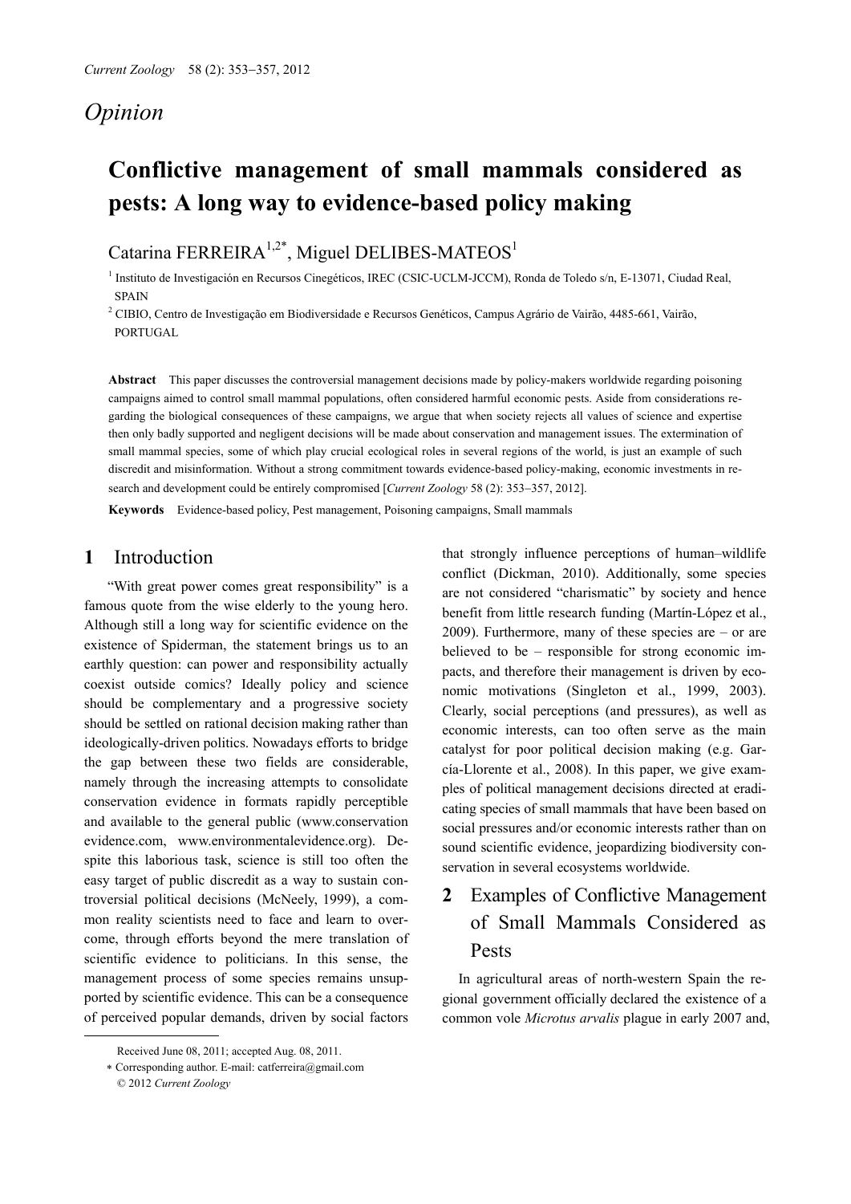*Opinion*

# Conflictive management of small mammals considered as pests: A long way to evidence-based policy making

Catarina FERREIRA[1,2*], Miguel DELIBES-MATEOS[1]

[1] Instituto de Investigación en Recursos Cinegéticos, IREC (CSIC-UCLM-JCCM), Ronda de Toledo s/n, E-13071, Ciudad Real, SPAIN

[2] CIBIO, Centro de Investigação em Biodiversidade e Recursos Genéticos, Campus Agrário de Vairão, 4485-661, Vairão, PORTUGAL

**Abstract** This paper discusses the controversial management decisions made by policy-makers worldwide regarding poisoning campaigns aimed to control small mammal populations, often considered harmful economic pests. Aside from considerations regarding the biological consequences of these campaigns, we argue that when society rejects all values of science and expertise then only badly supported and negligent decisions will be made about conservation and management issues. The extermination of small mammal species, some of which play crucial ecological roles in several regions of the world, is just an example of such discredit and misinformation. Without a strong commitment towards evidence-based policy-making, economic investments in research and development could be entirely compromised [*Current Zoology* 58 (2): 353–357, 2012].

**Keywords** Evidence-based policy, Pest management, Poisoning campaigns, Small mammals

## 1 Introduction

"With great power comes great responsibility" is a famous quote from the wise elderly to the young hero. Although still a long way for scientific evidence on the existence of Spiderman, the statement brings us to an earthly question: can power and responsibility actually coexist outside comics? Ideally policy and science should be complementary and a progressive society should be settled on rational decision making rather than ideologically-driven politics. Nowadays efforts to bridge the gap between these two fields are considerable, namely through the increasing attempts to consolidate conservation evidence in formats rapidly perceptible and available to the general public (www.conservationevidence.com, www.environmentalevidence.org). Despite this laborious task, science is still too often the easy target of public discredit as a way to sustain controversial political decisions (McNeely, 1999), a common reality scientists need to face and learn to overcome, through efforts beyond the mere translation of scientific evidence to politicians. In this sense, the management process of some species remains unsupported by scientific evidence. This can be a consequence of perceived popular demands, driven by social factors that strongly influence perceptions of human–wildlife conflict (Dickman, 2010). Additionally, some species are not considered "charismatic" by society and hence benefit from little research funding (Martín-López et al., 2009). Furthermore, many of these species are – or are believed to be – responsible for strong economic impacts, and therefore their management is driven by economic motivations (Singleton et al., 1999, 2003). Clearly, social perceptions (and pressures), as well as economic interests, can too often serve as the main catalyst for poor political decision making (e.g. García-Llorente et al., 2008). In this paper, we give examples of political management decisions directed at eradicating species of small mammals that have been based on social pressures and/or economic interests rather than on sound scientific evidence, jeopardizing biodiversity conservation in several ecosystems worldwide.

## 2 Examples of Conflictive Management of Small Mammals Considered as Pests

In agricultural areas of north-western Spain the regional government officially declared the existence of a common vole *Microtus arvalis* plague in early 2007 and,

---

Received June 08, 2011; accepted Aug. 08, 2011.

\* Corresponding author. E-mail: catferreira@gmail.com

© 2012 *Current Zoology*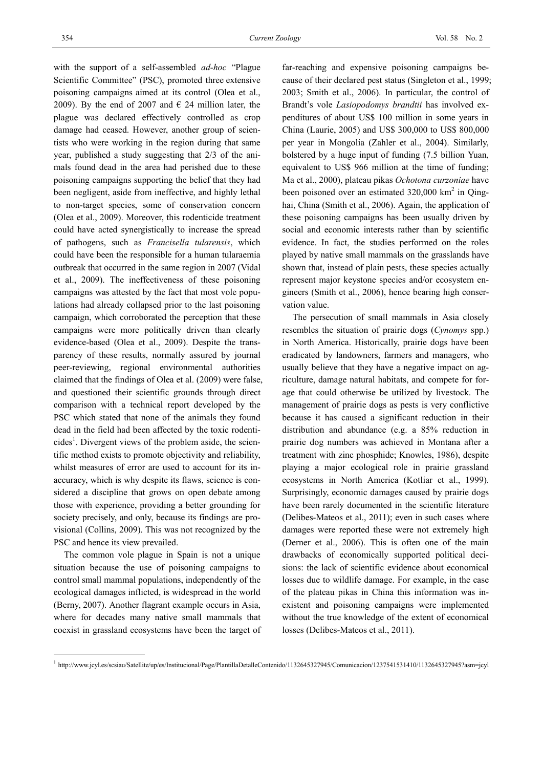with the support of a self-assembled *ad-hoc* "Plague Scientific Committee" (PSC), promoted three extensive poisoning campaigns aimed at its control (Olea et al., 2009). By the end of 2007 and € 24 million later, the plague was declared effectively controlled as crop damage had ceased. However, another group of scientists who were working in the region during that same year, published a study suggesting that 2/3 of the animals found dead in the area had perished due to these poisoning campaigns supporting the belief that they had been negligent, aside from ineffective, and highly lethal to non-target species, some of conservation concern (Olea et al., 2009). Moreover, this rodenticide treatment could have acted synergistically to increase the spread of pathogens, such as *Francisella tularensis*, which could have been the responsible for a human tularaemia outbreak that occurred in the same region in 2007 (Vidal et al., 2009). The ineffectiveness of these poisoning campaigns was attested by the fact that most vole populations had already collapsed prior to the last poisoning campaign, which corroborated the perception that these campaigns were more politically driven than clearly evidence-based (Olea et al., 2009). Despite the transparency of these results, normally assured by journal peer-reviewing, regional environmental authorities claimed that the findings of Olea et al. (2009) were false, and questioned their scientific grounds through direct comparison with a technical report developed by the PSC which stated that none of the animals they found dead in the field had been affected by the toxic rodenticides[1]. Divergent views of the problem aside, the scientific method exists to promote objectivity and reliability, whilst measures of error are used to account for its inaccuracy, which is why despite its flaws, science is considered a discipline that grows on open debate among those with experience, providing a better grounding for society precisely, and only, because its findings are provisional (Collins, 2009). This was not recognized by the PSC and hence its view prevailed.

The common vole plague in Spain is not a unique situation because the use of poisoning campaigns to control small mammal populations, independently of the ecological damages inflicted, is widespread in the world (Berny, 2007). Another flagrant example occurs in Asia, where for decades many native small mammals that coexist in grassland ecosystems have been the target of far-reaching and expensive poisoning campaigns because of their declared pest status (Singleton et al., 1999; 2003; Smith et al., 2006). In particular, the control of Brandt's vole *Lasiopodomys brandtii* has involved expenditures of about US$ 100 million in some years in China (Laurie, 2005) and US$ 300,000 to US$ 800,000 per year in Mongolia (Zahler et al., 2004). Similarly, bolstered by a huge input of funding (7.5 billion Yuan, equivalent to US$ 966 million at the time of funding; Ma et al., 2000), plateau pikas *Ochotona curzoniae* have been poisoned over an estimated 320,000 km$^2$ in Qinghai, China (Smith et al., 2006). Again, the application of these poisoning campaigns has been usually driven by social and economic interests rather than by scientific evidence. In fact, the studies performed on the roles played by native small mammals on the grasslands have shown that, instead of plain pests, these species actually represent major keystone species and/or ecosystem engineers (Smith et al., 2006), hence bearing high conservation value.

The persecution of small mammals in Asia closely resembles the situation of prairie dogs (*Cynomys* spp.) in North America. Historically, prairie dogs have been eradicated by landowners, farmers and managers, who usually believe that they have a negative impact on agriculture, damage natural habitats, and compete for forage that could otherwise be utilized by livestock. The management of prairie dogs as pests is very conflictive because it has caused a significant reduction in their distribution and abundance (e.g. a 85% reduction in prairie dog numbers was achieved in Montana after a treatment with zinc phosphide; Knowles, 1986), despite playing a major ecological role in prairie grassland ecosystems in North America (Kotliar et al., 1999). Surprisingly, economic damages caused by prairie dogs have been rarely documented in the scientific literature (Delibes-Mateos et al., 2011); even in such cases where damages were reported these were not extremely high (Derner et al., 2006). This is often one of the main drawbacks of economically supported political decisions: the lack of scientific evidence about economical losses due to wildlife damage. For example, in the case of the plateau pikas in China this information was inexistent and poisoning campaigns were implemented without the true knowledge of the extent of economical losses (Delibes-Mateos et al., 2011).

[1] http://www.jcyl.es/scsiau/Satellite/up/es/Institucional/Page/PlantillaDetalleContenido/1132645327945/Comunicacion/1237541531410/1132645327945?asm=jcyl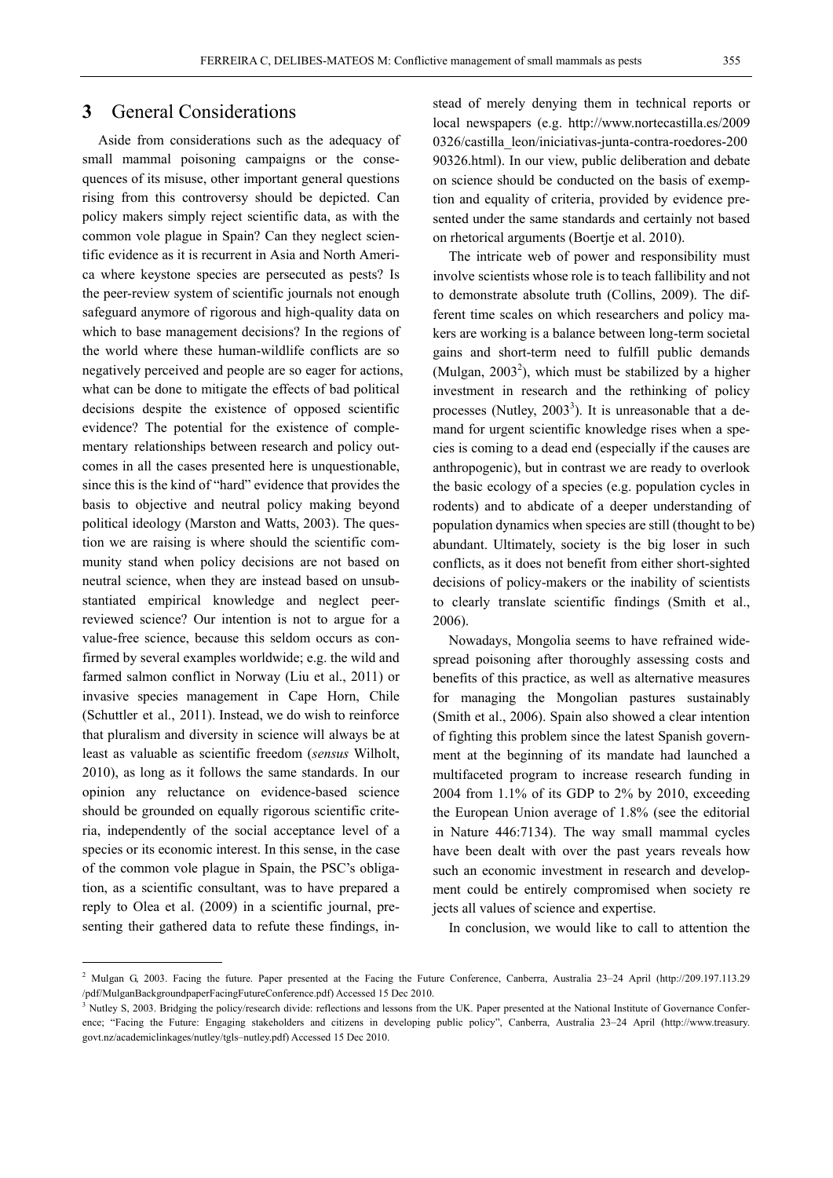## 3 General Considerations

Aside from considerations such as the adequacy of small mammal poisoning campaigns or the consequences of its misuse, other important general questions rising from this controversy should be depicted. Can policy makers simply reject scientific data, as with the common vole plague in Spain? Can they neglect scientific evidence as it is recurrent in Asia and North America where keystone species are persecuted as pests? Is the peer-review system of scientific journals not enough safeguard anymore of rigorous and high-quality data on which to base management decisions? In the regions of the world where these human-wildlife conflicts are so negatively perceived and people are so eager for actions, what can be done to mitigate the effects of bad political decisions despite the existence of opposed scientific evidence? The potential for the existence of complementary relationships between research and policy outcomes in all the cases presented here is unquestionable, since this is the kind of "hard" evidence that provides the basis to objective and neutral policy making beyond political ideology (Marston and Watts, 2003). The question we are raising is where should the scientific community stand when policy decisions are not based on neutral science, when they are instead based on unsubstantiated empirical knowledge and neglect peer-reviewed science? Our intention is not to argue for a value-free science, because this seldom occurs as confirmed by several examples worldwide; e.g. the wild and farmed salmon conflict in Norway (Liu et al., 2011) or invasive species management in Cape Horn, Chile (Schuttler et al., 2011). Instead, we do wish to reinforce that pluralism and diversity in science will always be at least as valuable as scientific freedom (*sensus* Wilholt, 2010), as long as it follows the same standards. In our opinion any reluctance on evidence-based science should be grounded on equally rigorous scientific criteria, independently of the social acceptance level of a species or its economic interest. In this sense, in the case of the common vole plague in Spain, the PSC's obligation, as a scientific consultant, was to have prepared a reply to Olea et al. (2009) in a scientific journal, presenting their gathered data to refute these findings, instead of merely denying them in technical reports or local newspapers (e.g. http://www.nortecastilla.es/20090326/castilla_leon/iniciativas-junta-contra-roedores-20090326.html). In our view, public deliberation and debate on science should be conducted on the basis of exemption and equality of criteria, provided by evidence presented under the same standards and certainly not based on rhetorical arguments (Boertje et al. 2010).

The intricate web of power and responsibility must involve scientists whose role is to teach fallibility and not to demonstrate absolute truth (Collins, 2009). The different time scales on which researchers and policy makers are working is a balance between long-term societal gains and short-term need to fulfill public demands (Mulgan, 2003[2]), which must be stabilized by a higher investment in research and the rethinking of policy processes (Nutley, 2003[3]). It is unreasonable that a demand for urgent scientific knowledge rises when a species is coming to a dead end (especially if the causes are anthropogenic), but in contrast we are ready to overlook the basic ecology of a species (e.g. population cycles in rodents) and to abdicate of a deeper understanding of population dynamics when species are still (thought to be) abundant. Ultimately, society is the big loser in such conflicts, as it does not benefit from either short-sighted decisions of policy-makers or the inability of scientists to clearly translate scientific findings (Smith et al., 2006).

Nowadays, Mongolia seems to have refrained widespread poisoning after thoroughly assessing costs and benefits of this practice, as well as alternative measures for managing the Mongolian pastures sustainably (Smith et al., 2006). Spain also showed a clear intention of fighting this problem since the latest Spanish government at the beginning of its mandate had launched a multifaceted program to increase research funding in 2004 from 1.1% of its GDP to 2% by 2010, exceeding the European Union average of 1.8% (see the editorial in Nature 446:7134). The way small mammal cycles have been dealt with over the past years reveals how such an economic investment in research and development could be entirely compromised when society rejects all values of science and expertise.

In conclusion, we would like to call to attention the

---

[2] Mulgan G, 2003. Facing the future. Paper presented at the Facing the Future Conference, Canberra, Australia 23–24 April (http://209.197.113.29/pdf/MulganBackgroundpaperFacingFutureConference.pdf) Accessed 15 Dec 2010.

[3] Nutley S, 2003. Bridging the policy/research divide: reflections and lessons from the UK. Paper presented at the National Institute of Governance Conference; "Facing the Future: Engaging stakeholders and citizens in developing public policy", Canberra, Australia 23–24 April (http://www.treasury.govt.nz/academiclinkages/nutley/tgls–nutley.pdf) Accessed 15 Dec 2010.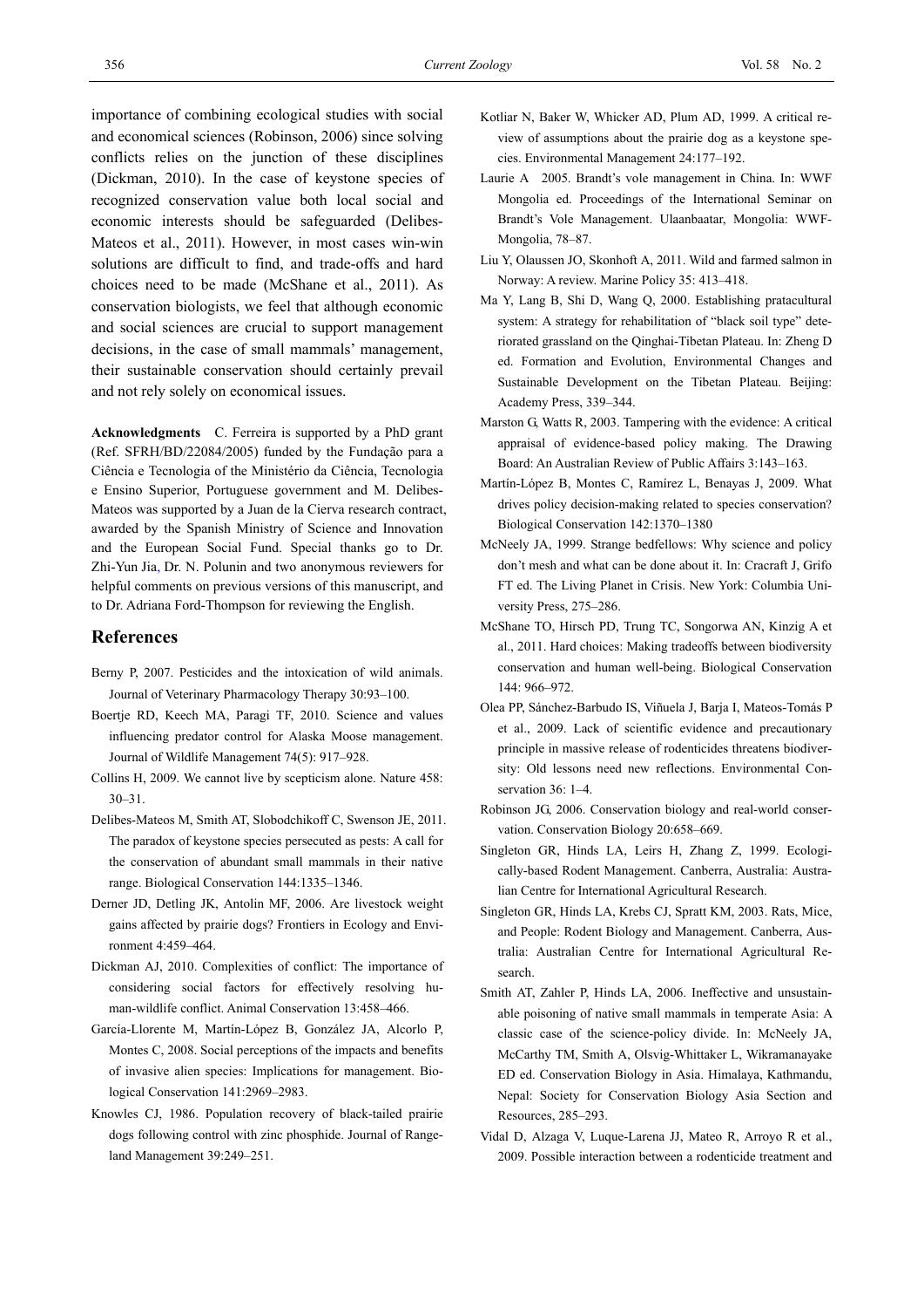importance of combining ecological studies with social and economical sciences (Robinson, 2006) since solving conflicts relies on the junction of these disciplines (Dickman, 2010). In the case of keystone species of recognized conservation value both local social and economic interests should be safeguarded (Delibes-Mateos et al., 2011). However, in most cases win-win solutions are difficult to find, and trade-offs and hard choices need to be made (McShane et al., 2011). As conservation biologists, we feel that although economic and social sciences are crucial to support management decisions, in the case of small mammals' management, their sustainable conservation should certainly prevail and not rely solely on economical issues.

**Acknowledgments** C. Ferreira is supported by a PhD grant (Ref. SFRH/BD/22084/2005) funded by the Fundação para a Ciência e Tecnologia of the Ministério da Ciência, Tecnologia e Ensino Superior, Portuguese government and M. Delibes-Mateos was supported by a Juan de la Cierva research contract, awarded by the Spanish Ministry of Science and Innovation and the European Social Fund. Special thanks go to Dr. Zhi-Yun Jia, Dr. N. Polunin and two anonymous reviewers for helpful comments on previous versions of this manuscript, and to Dr. Adriana Ford-Thompson for reviewing the English.

## References

Berny P, 2007. Pesticides and the intoxication of wild animals. Journal of Veterinary Pharmacology Therapy 30:93–100.

Boertje RD, Keech MA, Paragi TF, 2010. Science and values influencing predator control for Alaska Moose management. Journal of Wildlife Management 74(5): 917–928.

Collins H, 2009. We cannot live by scepticism alone. Nature 458: 30–31.

Delibes-Mateos M, Smith AT, Slobodchikoff C, Swenson JE, 2011. The paradox of keystone species persecuted as pests: A call for the conservation of abundant small mammals in their native range. Biological Conservation 144:1335–1346.

Derner JD, Detling JK, Antolin MF, 2006. Are livestock weight gains affected by prairie dogs? Frontiers in Ecology and Environment 4:459–464.

Dickman AJ, 2010. Complexities of conflict: The importance of considering social factors for effectively resolving human-wildlife conflict. Animal Conservation 13:458–466.

García-Llorente M, Martín-López B, González JA, Alcorlo P, Montes C, 2008. Social perceptions of the impacts and benefits of invasive alien species: Implications for management. Biological Conservation 141:2969–2983.

Knowles CJ, 1986. Population recovery of black-tailed prairie dogs following control with zinc phosphide. Journal of Rangeland Management 39:249–251.

Kotliar N, Baker W, Whicker AD, Plum AD, 1999. A critical review of assumptions about the prairie dog as a keystone species. Environmental Management 24:177–192.

Laurie A 2005. Brandt's vole management in China. In: WWF Mongolia ed. Proceedings of the International Seminar on Brandt's Vole Management. Ulaanbaatar, Mongolia: WWF-Mongolia, 78–87.

Liu Y, Olaussen JO, Skonhoft A, 2011. Wild and farmed salmon in Norway: A review. Marine Policy 35: 413–418.

Ma Y, Lang B, Shi D, Wang Q, 2000. Establishing pratacultural system: A strategy for rehabilitation of "black soil type" deteriorated grassland on the Qinghai-Tibetan Plateau. In: Zheng D ed. Formation and Evolution, Environmental Changes and Sustainable Development on the Tibetan Plateau. Beijing: Academy Press, 339–344.

Marston G, Watts R, 2003. Tampering with the evidence: A critical appraisal of evidence-based policy making. The Drawing Board: An Australian Review of Public Affairs 3:143–163.

Martín-López B, Montes C, Ramírez L, Benayas J, 2009. What drives policy decision-making related to species conservation? Biological Conservation 142:1370–1380

McNeely JA, 1999. Strange bedfellows: Why science and policy don't mesh and what can be done about it. In: Cracraft J, Grifo FT ed. The Living Planet in Crisis. New York: Columbia University Press, 275–286.

McShane TO, Hirsch PD, Trung TC, Songorwa AN, Kinzig A et al., 2011. Hard choices: Making tradeoffs between biodiversity conservation and human well-being. Biological Conservation 144: 966–972.

Olea PP, Sánchez-Barbudo IS, Viñuela J, Barja I, Mateos-Tomás P et al., 2009. Lack of scientific evidence and precautionary principle in massive release of rodenticides threatens biodiversity: Old lessons need new reflections. Environmental Conservation 36: 1–4.

Robinson JG, 2006. Conservation biology and real-world conservation. Conservation Biology 20:658–669.

Singleton GR, Hinds LA, Leirs H, Zhang Z, 1999. Ecologically-based Rodent Management. Canberra, Australia: Australian Centre for International Agricultural Research.

Singleton GR, Hinds LA, Krebs CJ, Spratt KM, 2003. Rats, Mice, and People: Rodent Biology and Management. Canberra, Australia: Australian Centre for International Agricultural Research.

Smith AT, Zahler P, Hinds LA, 2006. Ineffective and unsustainable poisoning of native small mammals in temperate Asia: A classic case of the science-policy divide. In: McNeely JA, McCarthy TM, Smith A, Olsvig-Whittaker L, Wikramanayake ED ed. Conservation Biology in Asia. Himalaya, Kathmandu, Nepal: Society for Conservation Biology Asia Section and Resources, 285–293.

Vidal D, Alzaga V, Luque-Larena JJ, Mateo R, Arroyo R et al., 2009. Possible interaction between a rodenticide treatment and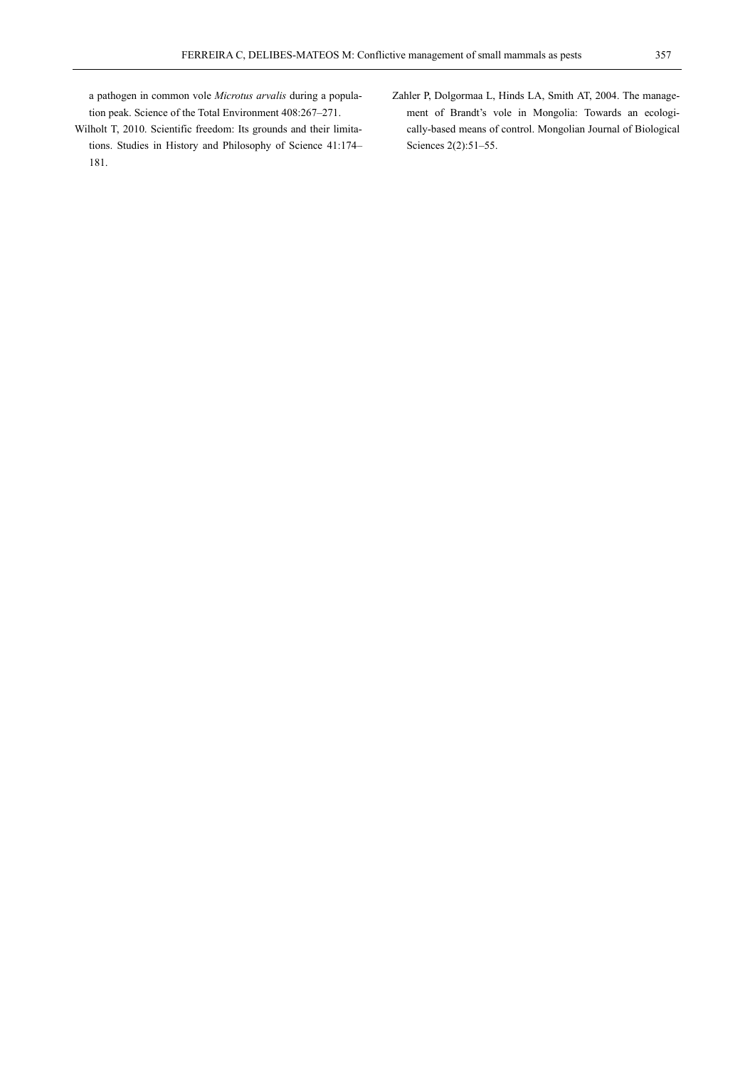a pathogen in common vole *Microtus arvalis* during a population peak. Science of the Total Environment 408:267–271.

Wilholt T, 2010. Scientific freedom: Its grounds and their limitations. Studies in History and Philosophy of Science 41:174–181.

Zahler P, Dolgormaa L, Hinds LA, Smith AT, 2004. The management of Brandt's vole in Mongolia: Towards an ecologically-based means of control. Mongolian Journal of Biological Sciences 2(2):51–55.